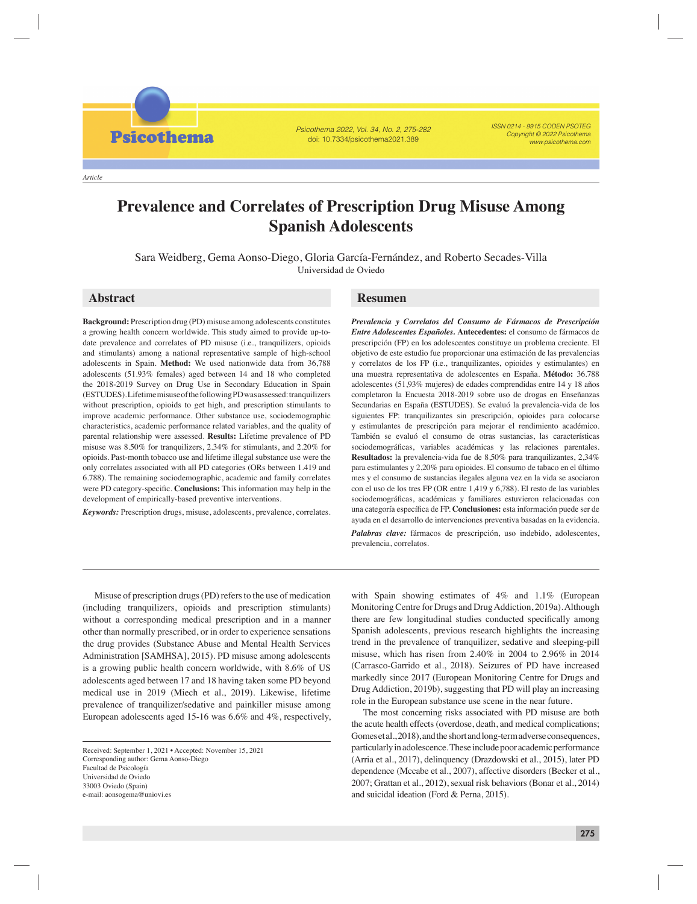Article

# Prevalence and Correlates of Prescription Drug Misuse Among Spanish Adolescents

Sara Weidberg, Gema Aonso-Diego, Gloria García-Fernández, and Roberto Secades-Villa
Universidad de Oviedo

## Abstract

**Background:** Prescription drug (PD) misuse among adolescents constitutes a growing health concern worldwide. This study aimed to provide up-to-date prevalence and correlates of PD misuse (i.e., tranquilizers, opioids and stimulants) among a national representative sample of high-school adolescents in Spain. **Method:** We used nationwide data from 36,788 adolescents (51.93% females) aged between 14 and 18 who completed the 2018-2019 Survey on Drug Use in Secondary Education in Spain (ESTUDES). Lifetime misuse of the following PD was assessed: tranquilizers without prescription, opioids to get high, and prescription stimulants to improve academic performance. Other substance use, sociodemographic characteristics, academic performance related variables, and the quality of parental relationship were assessed. **Results:** Lifetime prevalence of PD misuse was 8.50% for tranquilizers, 2.34% for stimulants, and 2.20% for opioids. Past-month tobacco use and lifetime illegal substance use were the only correlates associated with all PD categories (ORs between 1.419 and 6.788). The remaining sociodemographic, academic and family correlates were PD category-specific. **Conclusions:** This information may help in the development of empirically-based preventive interventions.

***Keywords:*** Prescription drugs, misuse, adolescents, prevalence, correlates.

## Resumen

***Prevalencia y Correlatos del Consumo de Fármacos de Prescripción Entre Adolescentes Españoles.*** **Antecedentes:** el consumo de fármacos de prescripción (FP) en los adolescentes constituye un problema creciente. El objetivo de este estudio fue proporcionar una estimación de las prevalencias y correlatos de los FP (i.e., tranquilizantes, opioides y estimulantes) en una muestra representativa de adolescentes en España. **Método:** 36.788 adolescentes (51,93% mujeres) de edades comprendidas entre 14 y 18 años completaron la Encuesta 2018-2019 sobre uso de drogas en Enseñanzas Secundarias en España (ESTUDES). Se evaluó la prevalencia-vida de los siguientes FP: tranquilizantes sin prescripción, opioides para colocarse y estimulantes de prescripción para mejorar el rendimiento académico. También se evaluó el consumo de otras sustancias, las características sociodemográficas, variables académicas y las relaciones parentales. **Resultados:** la prevalencia-vida fue de 8,50% para tranquilizantes, 2,34% para estimulantes y 2,20% para opioides. El consumo de tabaco en el último mes y el consumo de sustancias ilegales alguna vez en la vida se asociaron con el uso de los tres FP (OR entre 1,419 y 6,788). El resto de las variables sociodemográficas, académicas y familiares estuvieron relacionadas con una categoría específica de FP. **Conclusiones:** esta información puede ser de ayuda en el desarrollo de intervenciones preventiva basadas en la evidencia.

***Palabras clave:*** fármacos de prescripción, uso indebido, adolescentes, prevalencia, correlatos.

Misuse of prescription drugs (PD) refers to the use of medication (including tranquilizers, opioids and prescription stimulants) without a corresponding medical prescription and in a manner other than normally prescribed, or in order to experience sensations the drug provides (Substance Abuse and Mental Health Services Administration [SAMHSA], 2015). PD misuse among adolescents is a growing public health concern worldwide, with 8.6% of US adolescents aged between 17 and 18 having taken some PD beyond medical use in 2019 (Miech et al., 2019). Likewise, lifetime prevalence of tranquilizer/sedative and painkiller misuse among European adolescents aged 15-16 was 6.6% and 4%, respectively, with Spain showing estimates of 4% and 1.1% (European Monitoring Centre for Drugs and Drug Addiction, 2019a). Although there are few longitudinal studies conducted specifically among Spanish adolescents, previous research highlights the increasing trend in the prevalence of tranquilizer, sedative and sleeping-pill misuse, which has risen from 2.40% in 2004 to 2.96% in 2014 (Carrasco-Garrido et al., 2018). Seizures of PD have increased markedly since 2017 (European Monitoring Centre for Drugs and Drug Addiction, 2019b), suggesting that PD will play an increasing role in the European substance use scene in the near future.

The most concerning risks associated with PD misuse are both the acute health effects (overdose, death, and medical complications; Gomes et al., 2018), and the short and long-term adverse consequences, particularly in adolescence. These include poor academic performance (Arria et al., 2017), delinquency (Drazdowski et al., 2015), later PD dependence (Mccabe et al., 2007), affective disorders (Becker et al., 2007; Grattan et al., 2012), sexual risk behaviors (Bonar et al., 2014) and suicidal ideation (Ford & Perna, 2015).

Received: September 1, 2021 • Accepted: November 15, 2021
Corresponding author: Gema Aonso-Diego
Facultad de Psicología
Universidad de Oviedo
33003 Oviedo (Spain)
e-mail: aonsogema@uniovi.es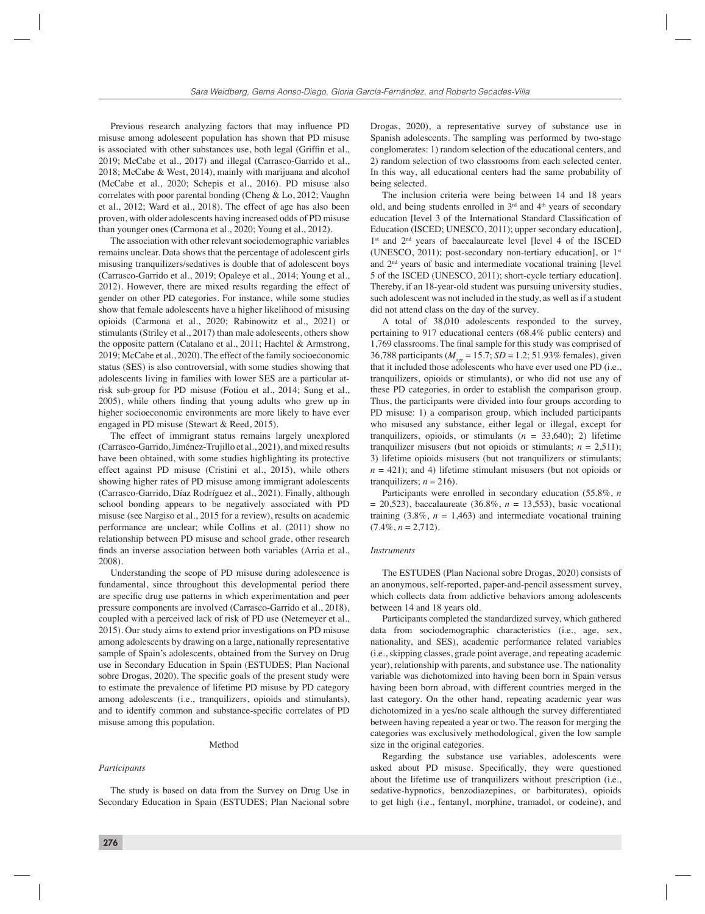Previous research analyzing factors that may influence PD misuse among adolescent population has shown that PD misuse is associated with other substances use, both legal (Griffin et al., 2019; McCabe et al., 2017) and illegal (Carrasco-Garrido et al., 2018; McCabe & West, 2014), mainly with marijuana and alcohol (McCabe et al., 2020; Schepis et al., 2016). PD misuse also correlates with poor parental bonding (Cheng & Lo, 2012; Vaughn et al., 2012; Ward et al., 2018). The effect of age has also been proven, with older adolescents having increased odds of PD misuse than younger ones (Carmona et al., 2020; Young et al., 2012).

The association with other relevant sociodemographic variables remains unclear. Data shows that the percentage of adolescent girls misusing tranquilizers/sedatives is double that of adolescent boys (Carrasco-Garrido et al., 2019; Opaleye et al., 2014; Young et al., 2012). However, there are mixed results regarding the effect of gender on other PD categories. For instance, while some studies show that female adolescents have a higher likelihood of misusing opioids (Carmona et al., 2020; Rabinowitz et al., 2021) or stimulants (Striley et al., 2017) than male adolescents, others show the opposite pattern (Catalano et al., 2011; Hachtel & Armstrong, 2019; McCabe et al., 2020). The effect of the family socioeconomic status (SES) is also controversial, with some studies showing that adolescents living in families with lower SES are a particular at-risk sub-group for PD misuse (Fotiou et al., 2014; Sung et al., 2005), while others finding that young adults who grew up in higher socioeconomic environments are more likely to have ever engaged in PD misuse (Stewart & Reed, 2015).

The effect of immigrant status remains largely unexplored (Carrasco-Garrido, Jiménez-Trujillo et al., 2021), and mixed results have been obtained, with some studies highlighting its protective effect against PD misuse (Cristini et al., 2015), while others showing higher rates of PD misuse among immigrant adolescents (Carrasco-Garrido, Díaz Rodríguez et al., 2021). Finally, although school bonding appears to be negatively associated with PD misuse (see Nargiso et al., 2015 for a review), results on academic performance are unclear; while Collins et al. (2011) show no relationship between PD misuse and school grade, other research finds an inverse association between both variables (Arria et al., 2008).

Understanding the scope of PD misuse during adolescence is fundamental, since throughout this developmental period there are specific drug use patterns in which experimentation and peer pressure components are involved (Carrasco-Garrido et al., 2018), coupled with a perceived lack of risk of PD use (Netemeyer et al., 2015). Our study aims to extend prior investigations on PD misuse among adolescents by drawing on a large, nationally representative sample of Spain's adolescents, obtained from the Survey on Drug use in Secondary Education in Spain (ESTUDES; Plan Nacional sobre Drogas, 2020). The specific goals of the present study were to estimate the prevalence of lifetime PD misuse by PD category among adolescents (i.e., tranquilizers, opioids and stimulants), and to identify common and substance-specific correlates of PD misuse among this population.

## Method

### *Participants*

The study is based on data from the Survey on Drug Use in Secondary Education in Spain (ESTUDES; Plan Nacional sobre Drogas, 2020), a representative survey of substance use in Spanish adolescents. The sampling was performed by two-stage conglomerates: 1) random selection of the educational centers, and 2) random selection of two classrooms from each selected center. In this way, all educational centers had the same probability of being selected.

The inclusion criteria were being between 14 and 18 years old, and being students enrolled in 3rd and 4th years of secondary education [level 3 of the International Standard Classification of Education (ISCED; UNESCO, 2011); upper secondary education], 1st and 2nd years of baccalaureate level [level 4 of the ISCED (UNESCO, 2011); post-secondary non-tertiary education], or 1st and 2nd years of basic and intermediate vocational training [level 5 of the ISCED (UNESCO, 2011); short-cycle tertiary education]. Thereby, if an 18-year-old student was pursuing university studies, such adolescent was not included in the study, as well as if a student did not attend class on the day of the survey.

A total of 38,010 adolescents responded to the survey, pertaining to 917 educational centers (68.4% public centers) and 1,769 classrooms. The final sample for this study was comprised of 36,788 participants ($M_{age}$ = 15.7; *SD* = 1.2; 51.93% females), given that it included those adolescents who have ever used one PD (i.e., tranquilizers, opioids or stimulants), or who did not use any of these PD categories, in order to establish the comparison group. Thus, the participants were divided into four groups according to PD misuse: 1) a comparison group, which included participants who misused any substance, either legal or illegal, except for tranquilizers, opioids, or stimulants (*n* = 33,640); 2) lifetime tranquilizer misusers (but not opioids or stimulants; *n* = 2,511); 3) lifetime opioids misusers (but not tranquilizers or stimulants; *n* = 421); and 4) lifetime stimulant misusers (but not opioids or tranquilizers; *n* = 216).

Participants were enrolled in secondary education (55.8%, *n* = 20,523), baccalaureate (36.8%, *n* = 13,553), basic vocational training (3.8%, *n* = 1,463) and intermediate vocational training (7.4%, *n* = 2,712).

### *Instruments*

The ESTUDES (Plan Nacional sobre Drogas, 2020) consists of an anonymous, self-reported, paper-and-pencil assessment survey, which collects data from addictive behaviors among adolescents between 14 and 18 years old.

Participants completed the standardized survey, which gathered data from sociodemographic characteristics (i.e., age, sex, nationality, and SES), academic performance related variables (i.e., skipping classes, grade point average, and repeating academic year), relationship with parents, and substance use. The nationality variable was dichotomized into having been born in Spain versus having been born abroad, with different countries merged in the last category. On the other hand, repeating academic year was dichotomized in a yes/no scale although the survey differentiated between having repeated a year or two. The reason for merging the categories was exclusively methodological, given the low sample size in the original categories.

Regarding the substance use variables, adolescents were asked about PD misuse. Specifically, they were questioned about the lifetime use of tranquilizers without prescription (i.e., sedative-hypnotics, benzodiazepines, or barbiturates), opioids to get high (i.e., fentanyl, morphine, tramadol, or codeine), and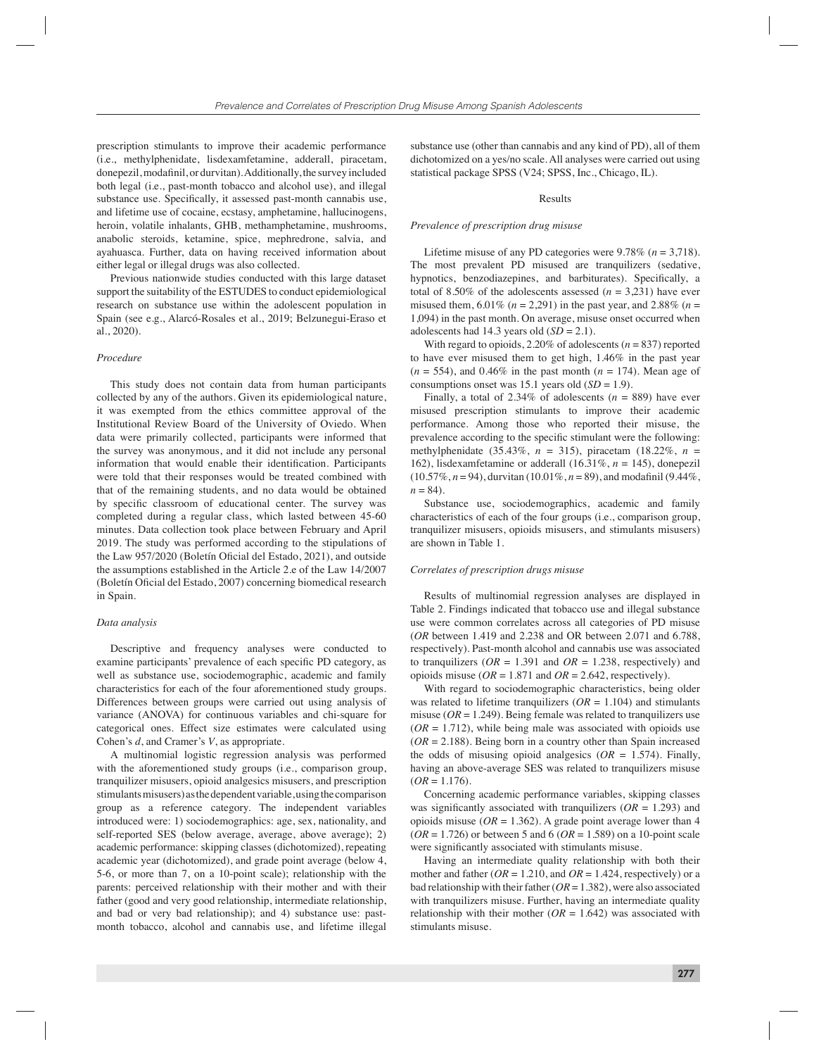prescription stimulants to improve their academic performance (i.e., methylphenidate, lisdexamfetamine, adderall, piracetam, donepezil, modafinil, or durvitan). Additionally, the survey included both legal (i.e., past-month tobacco and alcohol use), and illegal substance use. Specifically, it assessed past-month cannabis use, and lifetime use of cocaine, ecstasy, amphetamine, hallucinogens, heroin, volatile inhalants, GHB, methamphetamine, mushrooms, anabolic steroids, ketamine, spice, mephredrone, salvia, and ayahuasca. Further, data on having received information about either legal or illegal drugs was also collected.

Previous nationwide studies conducted with this large dataset support the suitability of the ESTUDES to conduct epidemiological research on substance use within the adolescent population in Spain (see e.g., Alarcó-Rosales et al., 2019; Belzunegui-Eraso et al., 2020).

### *Procedure*

This study does not contain data from human participants collected by any of the authors. Given its epidemiological nature, it was exempted from the ethics committee approval of the Institutional Review Board of the University of Oviedo. When data were primarily collected, participants were informed that the survey was anonymous, and it did not include any personal information that would enable their identification. Participants were told that their responses would be treated combined with that of the remaining students, and no data would be obtained by specific classroom of educational center. The survey was completed during a regular class, which lasted between 45-60 minutes. Data collection took place between February and April 2019. The study was performed according to the stipulations of the Law 957/2020 (Boletín Oficial del Estado, 2021), and outside the assumptions established in the Article 2.e of the Law 14/2007 (Boletín Oficial del Estado, 2007) concerning biomedical research in Spain.

### *Data analysis*

Descriptive and frequency analyses were conducted to examine participants' prevalence of each specific PD category, as well as substance use, sociodemographic, academic and family characteristics for each of the four aforementioned study groups. Differences between groups were carried out using analysis of variance (ANOVA) for continuous variables and chi-square for categorical ones. Effect size estimates were calculated using Cohen's *d*, and Cramer's *V*, as appropriate.

A multinomial logistic regression analysis was performed with the aforementioned study groups (i.e., comparison group, tranquilizer misusers, opioid analgesics misusers, and prescription stimulants misusers) as the dependent variable, using the comparison group as a reference category. The independent variables introduced were: 1) sociodemographics: age, sex, nationality, and self-reported SES (below average, average, above average); 2) academic performance: skipping classes (dichotomized), repeating academic year (dichotomized), and grade point average (below 4, 5-6, or more than 7, on a 10-point scale); relationship with the parents: perceived relationship with their mother and with their father (good and very good relationship, intermediate relationship, and bad or very bad relationship); and 4) substance use: past-month tobacco, alcohol and cannabis use, and lifetime illegal substance use (other than cannabis and any kind of PD), all of them dichotomized on a yes/no scale. All analyses were carried out using statistical package SPSS (V24; SPSS, Inc., Chicago, IL).

## Results

### *Prevalence of prescription drug misuse*

Lifetime misuse of any PD categories were 9.78% ($n = 3{,}718$). The most prevalent PD misused are tranquilizers (sedative, hypnotics, benzodiazepines, and barbiturates). Specifically, a total of 8.50% of the adolescents assessed ($n = 3{,}231$) have ever misused them, 6.01% ($n = 2{,}291$) in the past year, and 2.88% ($n = 1{,}094$) in the past month. On average, misuse onset occurred when adolescents had 14.3 years old ($SD = 2.1$).

With regard to opioids, 2.20% of adolescents ($n = 837$) reported to have ever misused them to get high, 1.46% in the past year ($n = 554$), and 0.46% in the past month ($n = 174$). Mean age of consumptions onset was 15.1 years old ($SD = 1.9$).

Finally, a total of 2.34% of adolescents ($n = 889$) have ever misused prescription stimulants to improve their academic performance. Among those who reported their misuse, the prevalence according to the specific stimulant were the following: methylphenidate (35.43%, $n = 315$), piracetam (18.22%, $n = 162$), lisdexamfetamine or adderall (16.31%, $n = 145$), donepezil (10.57%, $n = 94$), durvitan (10.01%, $n = 89$), and modafinil (9.44%, $n = 84$).

Substance use, sociodemographics, academic and family characteristics of each of the four groups (i.e., comparison group, tranquilizer misusers, opioids misusers, and stimulants misusers) are shown in Table 1.

### *Correlates of prescription drugs misuse*

Results of multinomial regression analyses are displayed in Table 2. Findings indicated that tobacco use and illegal substance use were common correlates across all categories of PD misuse (*OR* between 1.419 and 2.238 and OR between 2.071 and 6.788, respectively). Past-month alcohol and cannabis use was associated to tranquilizers ($OR = 1.391$ and $OR = 1.238$, respectively) and opioids misuse ($OR = 1.871$ and $OR = 2.642$, respectively).

With regard to sociodemographic characteristics, being older was related to lifetime tranquilizers ($OR = 1.104$) and stimulants misuse ($OR = 1.249$). Being female was related to tranquilizers use ($OR = 1.712$), while being male was associated with opioids use ($OR = 2.188$). Being born in a country other than Spain increased the odds of misusing opioid analgesics ($OR = 1.574$). Finally, having an above-average SES was related to tranquilizers misuse ($OR = 1.176$).

Concerning academic performance variables, skipping classes was significantly associated with tranquilizers ($OR = 1.293$) and opioids misuse ($OR = 1.362$). A grade point average lower than 4 ($OR = 1.726$) or between 5 and 6 ($OR = 1.589$) on a 10-point scale were significantly associated with stimulants misuse.

Having an intermediate quality relationship with both their mother and father ($OR = 1.210$, and $OR = 1.424$, respectively) or a bad relationship with their father ($OR = 1.382$), were also associated with tranquilizers misuse. Further, having an intermediate quality relationship with their mother ($OR = 1.642$) was associated with stimulants misuse.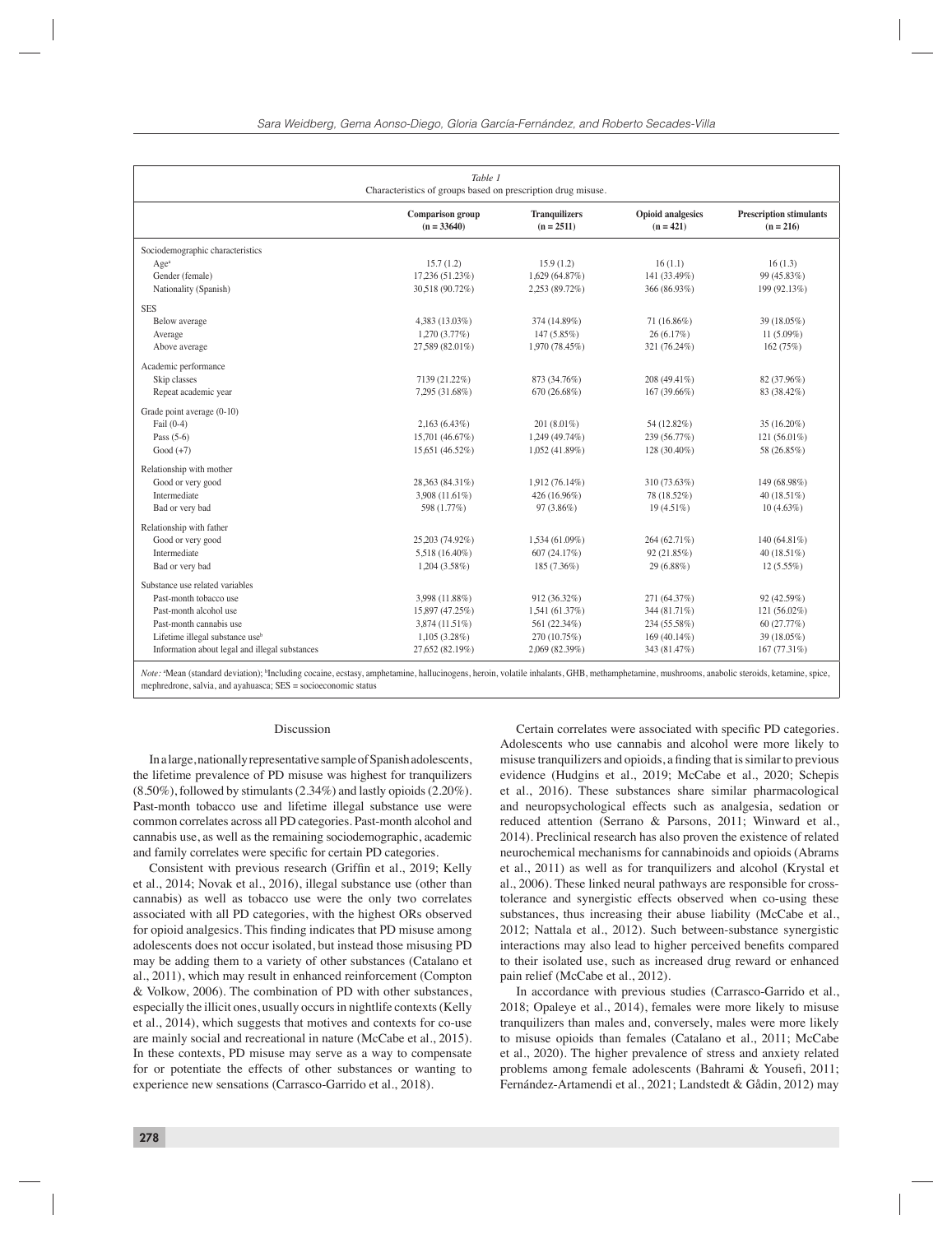*Table 1*
Characteristics of groups based on prescription drug misuse.

| | Comparison group (n = 33640) | Tranquilizers (n = 2511) | Opioid analgesics (n = 421) | Prescription stimulants (n = 216) |
|---|---|---|---|---|
| Sociodemographic characteristics | | | | |
| Age[a] | 15.7 (1.2) | 15.9 (1.2) | 16 (1.1) | 16 (1.3) |
| Gender (female) | 17,236 (51.23%) | 1,629 (64.87%) | 141 (33.49%) | 99 (45.83%) |
| Nationality (Spanish) | 30,518 (90.72%) | 2,253 (89.72%) | 366 (86.93%) | 199 (92.13%) |
| SES | | | | |
| Below average | 4,383 (13.03%) | 374 (14.89%) | 71 (16.86%) | 39 (18.05%) |
| Average | 1,270 (3.77%) | 147 (5.85%) | 26 (6.17%) | 11 (5.09%) |
| Above average | 27,589 (82.01%) | 1,970 (78.45%) | 321 (76.24%) | 162 (75%) |
| Academic performance | | | | |
| Skip classes | 7139 (21.22%) | 873 (34.76%) | 208 (49.41%) | 82 (37.96%) |
| Repeat academic year | 7,295 (31.68%) | 670 (26.68%) | 167 (39.66%) | 83 (38.42%) |
| Grade point average (0-10) | | | | |
| Fail (0-4) | 2,163 (6.43%) | 201 (8.01%) | 54 (12.82%) | 35 (16.20%) |
| Pass (5-6) | 15,701 (46.67%) | 1,249 (49.74%) | 239 (56.77%) | 121 (56.01%) |
| Good (+7) | 15,651 (46.52%) | 1,052 (41.89%) | 128 (30.40%) | 58 (26.85%) |
| Relationship with mother | | | | |
| Good or very good | 28,363 (84.31%) | 1,912 (76.14%) | 310 (73.63%) | 149 (68.98%) |
| Intermediate | 3,908 (11.61%) | 426 (16.96%) | 78 (18.52%) | 40 (18.51%) |
| Bad or very bad | 598 (1.77%) | 97 (3.86%) | 19 (4.51%) | 10 (4.63%) |
| Relationship with father | | | | |
| Good or very good | 25,203 (74.92%) | 1,534 (61.09%) | 264 (62.71%) | 140 (64.81%) |
| Intermediate | 5,518 (16.40%) | 607 (24.17%) | 92 (21.85%) | 40 (18.51%) |
| Bad or very bad | 1,204 (3.58%) | 185 (7.36%) | 29 (6.88%) | 12 (5.55%) |
| Substance use related variables | | | | |
| Past-month tobacco use | 3,998 (11.88%) | 912 (36.32%) | 271 (64.37%) | 92 (42.59%) |
| Past-month alcohol use | 15,897 (47.25%) | 1,541 (61.37%) | 344 (81.71%) | 121 (56.02%) |
| Past-month cannabis use | 3,874 (11.51%) | 561 (22.34%) | 234 (55.58%) | 60 (27.77%) |
| Lifetime illegal substance use[b] | 1,105 (3.28%) | 270 (10.75%) | 169 (40.14%) | 39 (18.05%) |
| Information about legal and illegal substances | 27,652 (82.19%) | 2,069 (82.39%) | 343 (81.47%) | 167 (77.31%) |

*Note:* [a]Mean (standard deviation); [b]Including cocaine, ecstasy, amphetamine, hallucinogens, heroin, volatile inhalants, GHB, methamphetamine, mushrooms, anabolic steroids, ketamine, spice, mephredrone, salvia, and ayahuasca; SES = socioeconomic status

## Discussion

In a large, nationally representative sample of Spanish adolescents, the lifetime prevalence of PD misuse was highest for tranquilizers (8.50%), followed by stimulants (2.34%) and lastly opioids (2.20%). Past-month tobacco use and lifetime illegal substance use were common correlates across all PD categories. Past-month alcohol and cannabis use, as well as the remaining sociodemographic, academic and family correlates were specific for certain PD categories.

Consistent with previous research (Griffin et al., 2019; Kelly et al., 2014; Novak et al., 2016), illegal substance use (other than cannabis) as well as tobacco use were the only two correlates associated with all PD categories, with the highest ORs observed for opioid analgesics. This finding indicates that PD misuse among adolescents does not occur isolated, but instead those misusing PD may be adding them to a variety of other substances (Catalano et al., 2011), which may result in enhanced reinforcement (Compton & Volkow, 2006). The combination of PD with other substances, especially the illicit ones, usually occurs in nightlife contexts (Kelly et al., 2014), which suggests that motives and contexts for co-use are mainly social and recreational in nature (McCabe et al., 2015). In these contexts, PD misuse may serve as a way to compensate for or potentiate the effects of other substances or wanting to experience new sensations (Carrasco-Garrido et al., 2018).

Certain correlates were associated with specific PD categories. Adolescents who use cannabis and alcohol were more likely to misuse tranquilizers and opioids, a finding that is similar to previous evidence (Hudgins et al., 2019; McCabe et al., 2020; Schepis et al., 2016). These substances share similar pharmacological and neuropsychological effects such as analgesia, sedation or reduced attention (Serrano & Parsons, 2011; Winward et al., 2014). Preclinical research has also proven the existence of related neurochemical mechanisms for cannabinoids and opioids (Abrams et al., 2011) as well as for tranquilizers and alcohol (Krystal et al., 2006). These linked neural pathways are responsible for cross-tolerance and synergistic effects observed when co-using these substances, thus increasing their abuse liability (McCabe et al., 2012; Nattala et al., 2012). Such between-substance synergistic interactions may also lead to higher perceived benefits compared to their isolated use, such as increased drug reward or enhanced pain relief (McCabe et al., 2012).

In accordance with previous studies (Carrasco-Garrido et al., 2018; Opaleye et al., 2014), females were more likely to misuse tranquilizers than males and, conversely, males were more likely to misuse opioids than females (Catalano et al., 2011; McCabe et al., 2020). The higher prevalence of stress and anxiety related problems among female adolescents (Bahrami & Yousefi, 2011; Fernández-Artamendi et al., 2021; Landstedt & Gådin, 2012) may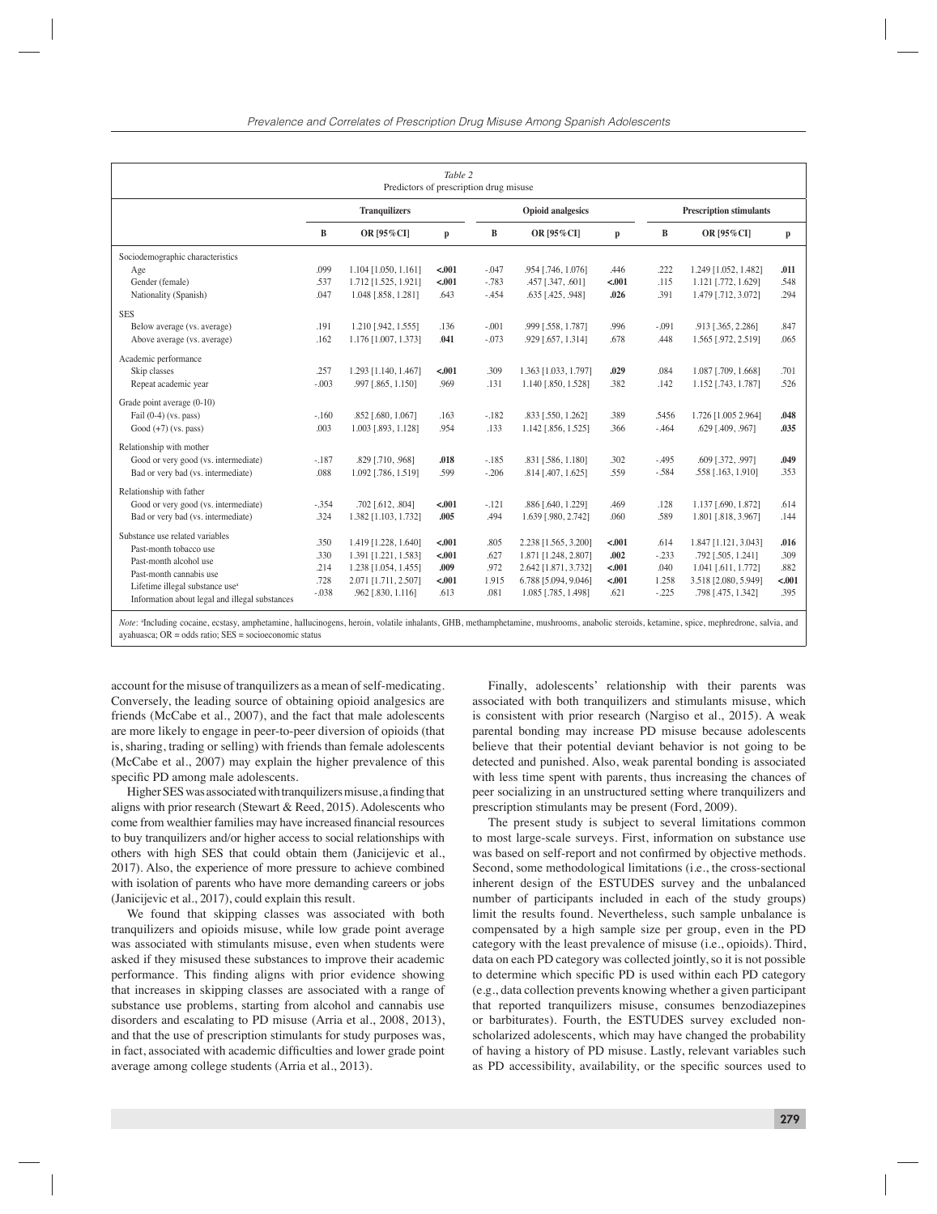Table 2
Predictors of prescription drug misuse

| | Tranquilizers | | | Opioid analgesics | | | Prescription stimulants | | |
|---|---|---|---|---|---|---|---|---|---|
| | B | OR [95%CI] | p | B | OR [95%CI] | p | B | OR [95%CI] | p |
| Sociodemographic characteristics | | | | | | | | | |
| Age | .099 | 1.104 [1.050, 1.161] | **<.001** | -.047 | .954 [.746, 1.076] | .446 | .222 | 1.249 [1.052, 1.482] | **.011** |
| Gender (female) | .537 | 1.712 [1.525, 1.921] | **<.001** | -.783 | .457 [.347, .601] | **<.001** | .115 | 1.121 [.772, 1.629] | .548 |
| Nationality (Spanish) | .047 | 1.048 [.858, 1.281] | .643 | -.454 | .635 [.425, .948] | **.026** | .391 | 1.479 [.712, 3.072] | .294 |
| SES | | | | | | | | | |
| Below average (vs. average) | .191 | 1.210 [.942, 1.555] | .136 | -.001 | .999 [.558, 1.787] | .996 | -.091 | .913 [.365, 2.286] | .847 |
| Above average (vs. average) | .162 | 1.176 [1.007, 1.373] | **.041** | -.073 | .929 [.657, 1.314] | .678 | .448 | 1.565 [.972, 2.519] | .065 |
| Academic performance | | | | | | | | | |
| Skip classes | .257 | 1.293 [1.140, 1.467] | **<.001** | .309 | 1.363 [1.033, 1.797] | **.029** | .084 | 1.087 [.709, 1.668] | .701 |
| Repeat academic year | -.003 | .997 [.865, 1.150] | .969 | .131 | 1.140 [.850, 1.528] | .382 | .142 | 1.152 [.743, 1.787] | .526 |
| Grade point average (0-10) | | | | | | | | | |
| Fail (0-4) (vs. pass) | -.160 | .852 [.680, 1.067] | .163 | -.182 | .833 [.550, 1.262] | .389 | .5456 | 1.726 [1.005 2.964] | **.048** |
| Good (+7) (vs. pass) | .003 | 1.003 [.893, 1.128] | .954 | .133 | 1.142 [.856, 1.525] | .366 | -.464 | .629 [.409, .967] | **.035** |
| Relationship with mother | | | | | | | | | |
| Good or very good (vs. intermediate) | -.187 | .829 [.710, .968] | **.018** | -.185 | .831 [.586, 1.180] | .302 | -.495 | .609 [.372, .997] | **.049** |
| Bad or very bad (vs. intermediate) | .088 | 1.092 [.786, 1.519] | .599 | -.206 | .814 [.407, 1.625] | .559 | -.584 | .558 [.163, 1.910] | .353 |
| Relationship with father | | | | | | | | | |
| Good or very good (vs. intermediate) | -.354 | .702 [.612, .804] | **<.001** | -.121 | .886 [.640, 1.229] | .469 | .128 | 1.137 [.690, 1.872] | .614 |
| Bad or very bad (vs. intermediate) | .324 | 1.382 [1.103, 1.732] | **.005** | .494 | 1.639 [.980, 2.742] | .060 | .589 | 1.801 [.818, 3.967] | .144 |
| Substance use related variables | | | | | | | | | |
| Past-month tobacco use | .350 | 1.419 [1.228, 1.640] | **<.001** | .805 | 2.238 [1.565, 3.200] | **<.001** | .614 | 1.847 [1.121, 3.043] | **.016** |
| Past-month alcohol use | .330 | 1.391 [1.221, 1.583] | **<.001** | .627 | 1.871 [1.248, 2.807] | **.002** | -.233 | .792 [.505, 1.241] | .309 |
| Past-month cannabis use | .214 | 1.238 [1.054, 1.455] | **.009** | .972 | 2.642 [1.871, 3.732] | **<.001** | .040 | 1.041 [.611, 1.772] | .882 |
| Lifetime illegal substance use[a] | .728 | 2.071 [1.711, 2.507] | **<.001** | 1.915 | 6.788 [5.094, 9.046] | **<.001** | 1.258 | 3.518 [2.080, 5.949] | **<.001** |
| Information about legal and illegal substances | -.038 | .962 [.830, 1.116] | .613 | .081 | 1.085 [.785, 1.498] | .621 | -.225 | .798 [.475, 1.342] | .395 |

*Note:* [a]Including cocaine, ecstasy, amphetamine, hallucinogens, heroin, volatile inhalants, GHB, methamphetamine, mushrooms, anabolic steroids, ketamine, spice, mephredrone, salvia, and ayahuasca; OR = odds ratio; SES = socioeconomic status

account for the misuse of tranquilizers as a mean of self-medicating. Conversely, the leading source of obtaining opioid analgesics are friends (McCabe et al., 2007), and the fact that male adolescents are more likely to engage in peer-to-peer diversion of opioids (that is, sharing, trading or selling) with friends than female adolescents (McCabe et al., 2007) may explain the higher prevalence of this specific PD among male adolescents.

Higher SES was associated with tranquilizers misuse, a finding that aligns with prior research (Stewart & Reed, 2015). Adolescents who come from wealthier families may have increased financial resources to buy tranquilizers and/or higher access to social relationships with others with high SES that could obtain them (Janicijevic et al., 2017). Also, the experience of more pressure to achieve combined with isolation of parents who have more demanding careers or jobs (Janicijevic et al., 2017), could explain this result.

We found that skipping classes was associated with both tranquilizers and opioids misuse, while low grade point average was associated with stimulants misuse, even when students were asked if they misused these substances to improve their academic performance. This finding aligns with prior evidence showing that increases in skipping classes are associated with a range of substance use problems, starting from alcohol and cannabis use disorders and escalating to PD misuse (Arria et al., 2008, 2013), and that the use of prescription stimulants for study purposes was, in fact, associated with academic difficulties and lower grade point average among college students (Arria et al., 2013).

Finally, adolescents' relationship with their parents was associated with both tranquilizers and stimulants misuse, which is consistent with prior research (Nargiso et al., 2015). A weak parental bonding may increase PD misuse because adolescents believe that their potential deviant behavior is not going to be detected and punished. Also, weak parental bonding is associated with less time spent with parents, thus increasing the chances of peer socializing in an unstructured setting where tranquilizers and prescription stimulants may be present (Ford, 2009).

The present study is subject to several limitations common to most large-scale surveys. First, information on substance use was based on self-report and not confirmed by objective methods. Second, some methodological limitations (i.e., the cross-sectional inherent design of the ESTUDES survey and the unbalanced number of participants included in each of the study groups) limit the results found. Nevertheless, such sample unbalance is compensated by a high sample size per group, even in the PD category with the least prevalence of misuse (i.e., opioids). Third, data on each PD category was collected jointly, so it is not possible to determine which specific PD is used within each PD category (e.g., data collection prevents knowing whether a given participant that reported tranquilizers misuse, consumes benzodiazepines or barbiturates). Fourth, the ESTUDES survey excluded non-scholarized adolescents, which may have changed the probability of having a history of PD misuse. Lastly, relevant variables such as PD accessibility, availability, or the specific sources used to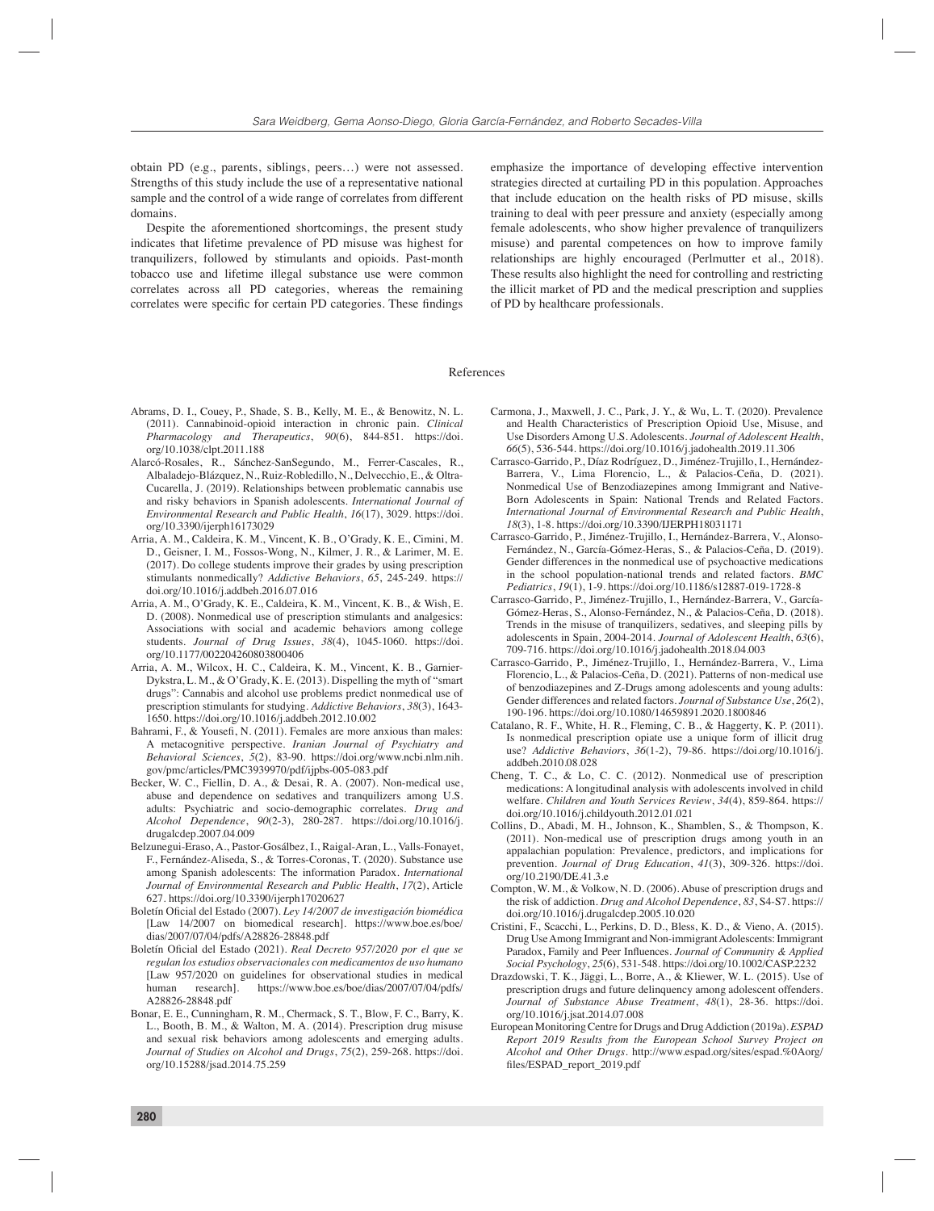obtain PD (e.g., parents, siblings, peers…) were not assessed. Strengths of this study include the use of a representative national sample and the control of a wide range of correlates from different domains.

Despite the aforementioned shortcomings, the present study indicates that lifetime prevalence of PD misuse was highest for tranquilizers, followed by stimulants and opioids. Past-month tobacco use and lifetime illegal substance use were common correlates across all PD categories, whereas the remaining correlates were specific for certain PD categories. These findings emphasize the importance of developing effective intervention strategies directed at curtailing PD in this population. Approaches that include education on the health risks of PD misuse, skills training to deal with peer pressure and anxiety (especially among female adolescents, who show higher prevalence of tranquilizers misuse) and parental competences on how to improve family relationships are highly encouraged (Perlmutter et al., 2018). These results also highlight the need for controlling and restricting the illicit market of PD and the medical prescription and supplies of PD by healthcare professionals.

## References

Abrams, D. I., Couey, P., Shade, S. B., Kelly, M. E., & Benowitz, N. L. (2011). Cannabinoid-opioid interaction in chronic pain. *Clinical Pharmacology and Therapeutics*, *90*(6), 844-851. https://doi.org/10.1038/clpt.2011.188

Alarcó-Rosales, R., Sánchez-SanSegundo, M., Ferrer-Cascales, R., Albaladejo-Blázquez, N., Ruiz-Robledillo, N., Delvecchio, E., & Oltra-Cucarella, J. (2019). Relationships between problematic cannabis use and risky behaviors in Spanish adolescents. *International Journal of Environmental Research and Public Health*, *16*(17), 3029. https://doi.org/10.3390/ijerph16173029

Arria, A. M., Caldeira, K. M., Vincent, K. B., O'Grady, K. E., Cimini, M. D., Geisner, I. M., Fossos-Wong, N., Kilmer, J. R., & Larimer, M. E. (2017). Do college students improve their grades by using prescription stimulants nonmedically? *Addictive Behaviors*, *65*, 245-249. https://doi.org/10.1016/j.addbeh.2016.07.016

Arria, A. M., O'Grady, K. E., Caldeira, K. M., Vincent, K. B., & Wish, E. D. (2008). Nonmedical use of prescription stimulants and analgesics: Associations with social and academic behaviors among college students. *Journal of Drug Issues*, *38*(4), 1045-1060. https://doi.org/10.1177/002204260803800406

Arria, A. M., Wilcox, H. C., Caldeira, K. M., Vincent, K. B., Garnier-Dykstra, L. M., & O'Grady, K. E. (2013). Dispelling the myth of "smart drugs": Cannabis and alcohol use problems predict nonmedical use of prescription stimulants for studying. *Addictive Behaviors*, *38*(3), 1643-1650. https://doi.org/10.1016/j.addbeh.2012.10.002

Bahrami, F., & Yousefi, N. (2011). Females are more anxious than males: A metacognitive perspective. *Iranian Journal of Psychiatry and Behavioral Sciences*, *5*(2), 83-90. https://doi.org/www.ncbi.nlm.nih.gov/pmc/articles/PMC3939970/pdf/ijpbs-005-083.pdf

Becker, W. C., Fiellin, D. A., & Desai, R. A. (2007). Non-medical use, abuse and dependence on sedatives and tranquilizers among U.S. adults: Psychiatric and socio-demographic correlates. *Drug and Alcohol Dependence*, *90*(2-3), 280-287. https://doi.org/10.1016/j.drugalcdep.2007.04.009

Belzunegui-Eraso, A., Pastor-Gosálbez, I., Raigal-Aran, L., Valls-Fonayet, F., Fernández-Aliseda, S., & Torres-Coronas, T. (2020). Substance use among Spanish adolescents: The information Paradox. *International Journal of Environmental Research and Public Health*, *17*(2), Article 627. https://doi.org/10.3390/ijerph17020627

Boletín Oficial del Estado (2007). *Ley 14/2007 de investigación biomédica* [Law 14/2007 on biomedical research]. https://www.boe.es/boe/dias/2007/07/04/pdfs/A28826-28848.pdf

Boletín Oficial del Estado (2021). *Real Decreto 957/2020 por el que se regulan los estudios observacionales con medicamentos de uso humano* [Law 957/2020 on guidelines for observational studies in medical human research]. https://www.boe.es/boe/dias/2007/07/04/pdfs/A28826-28848.pdf

Bonar, E. E., Cunningham, R. M., Chermack, S. T., Blow, F. C., Barry, K. L., Booth, B. M., & Walton, M. A. (2014). Prescription drug misuse and sexual risk behaviors among adolescents and emerging adults. *Journal of Studies on Alcohol and Drugs*, *75*(2), 259-268. https://doi.org/10.15288/jsad.2014.75.259

Carmona, J., Maxwell, J. C., Park, J. Y., & Wu, L. T. (2020). Prevalence and Health Characteristics of Prescription Opioid Use, Misuse, and Use Disorders Among U.S. Adolescents. *Journal of Adolescent Health*, *66*(5), 536-544. https://doi.org/10.1016/j.jadohealth.2019.11.306

Carrasco-Garrido, P., Díaz Rodríguez, D., Jiménez-Trujillo, I., Hernández-Barrera, V., Lima Florencio, L., & Palacios-Ceña, D. (2021). Nonmedical Use of Benzodiazepines among Immigrant and Native-Born Adolescents in Spain: National Trends and Related Factors. *International Journal of Environmental Research and Public Health*, *18*(3), 1-8. https://doi.org/10.3390/IJERPH18031171

Carrasco-Garrido, P., Jiménez-Trujillo, I., Hernández-Barrera, V., Alonso-Fernández, N., García-Gómez-Heras, S., & Palacios-Ceña, D. (2019). Gender differences in the nonmedical use of psychoactive medications in the school population-national trends and related factors. *BMC Pediatrics*, *19*(1), 1-9. https://doi.org/10.1186/s12887-019-1728-8

Carrasco-Garrido, P., Jiménez-Trujillo, I., Hernández-Barrera, V., García-Gómez-Heras, S., Alonso-Fernández, N., & Palacios-Ceña, D. (2018). Trends in the misuse of tranquilizers, sedatives, and sleeping pills by adolescents in Spain, 2004-2014. *Journal of Adolescent Health*, *63*(6), 709-716. https://doi.org/10.1016/j.jadohealth.2018.04.003

Carrasco-Garrido, P., Jiménez-Trujillo, I., Hernández-Barrera, V., Lima Florencio, L., & Palacios-Ceña, D. (2021). Patterns of non-medical use of benzodiazepines and Z-Drugs among adolescents and young adults: Gender differences and related factors. *Journal of Substance Use*, *26*(2), 190-196. https://doi.org/10.1080/14659891.2020.1800846

Catalano, R. F., White, H. R., Fleming, C. B., & Haggerty, K. P. (2011). Is nonmedical prescription opiate use a unique form of illicit drug use? *Addictive Behaviors*, *36*(1-2), 79-86. https://doi.org/10.1016/j.addbeh.2010.08.028

Cheng, T. C., & Lo, C. C. (2012). Nonmedical use of prescription medications: A longitudinal analysis with adolescents involved in child welfare. *Children and Youth Services Review*, *34*(4), 859-864. https://doi.org/10.1016/j.childyouth.2012.01.021

Collins, D., Abadi, M. H., Johnson, K., Shamblen, S., & Thompson, K. (2011). Non-medical use of prescription drugs among youth in an appalachian population: Prevalence, predictors, and implications for prevention. *Journal of Drug Education*, *41*(3), 309-326. https://doi.org/10.2190/DE.41.3.e

Compton, W. M., & Volkow, N. D. (2006). Abuse of prescription drugs and the risk of addiction. *Drug and Alcohol Dependence*, *83*, S4-S7. https://doi.org/10.1016/j.drugalcdep.2005.10.020

Cristini, F., Scacchi, L., Perkins, D. D., Bless, K. D., & Vieno, A. (2015). Drug Use Among Immigrant and Non-immigrant Adolescents: Immigrant Paradox, Family and Peer Influences. *Journal of Community & Applied Social Psychology*, *25*(6), 531-548. https://doi.org/10.1002/CASP.2232

Drazdowski, T. K., Jäggi, L., Borre, A., & Kliewer, W. L. (2015). Use of prescription drugs and future delinquency among adolescent offenders. *Journal of Substance Abuse Treatment*, *48*(1), 28-36. https://doi.org/10.1016/j.jsat.2014.07.008

European Monitoring Centre for Drugs and Drug Addiction (2019a). *ESPAD Report 2019 Results from the European School Survey Project on Alcohol and Other Drugs*. http://www.espad.org/sites/espad.%0Aorg/files/ESPAD_report_2019.pdf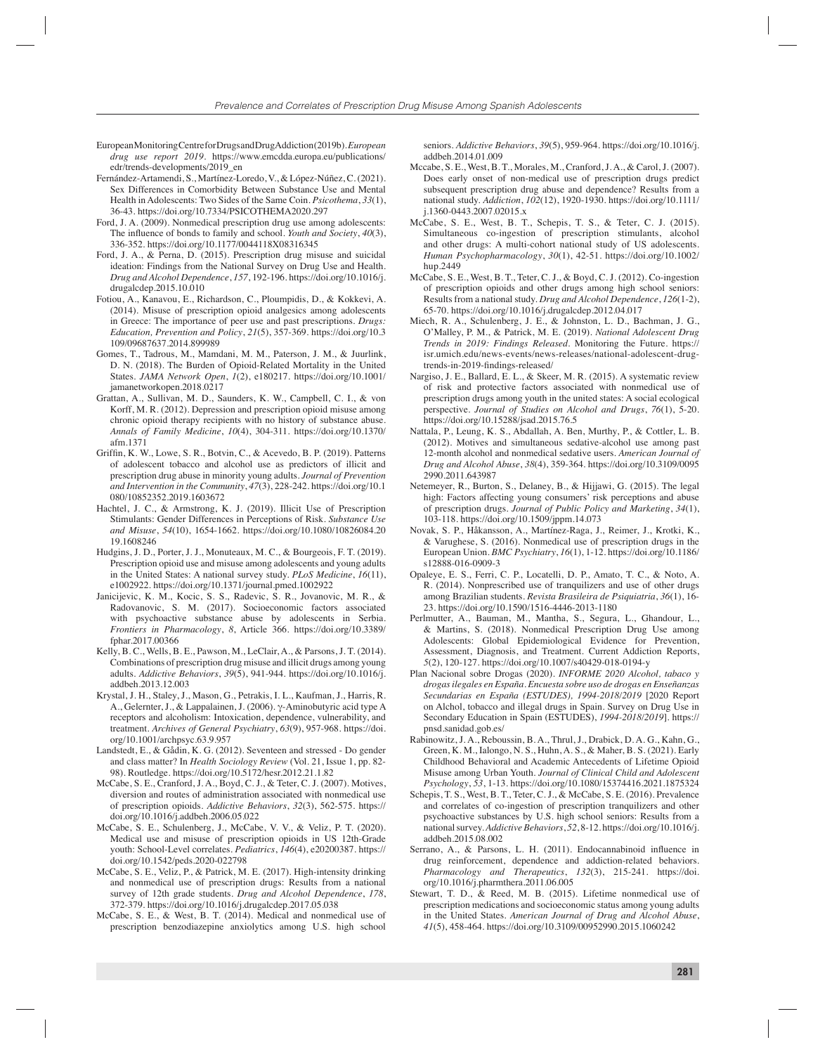European Monitoring Centre for Drugs and Drug Addiction (2019b). *European drug use report 2019*. https://www.emcdda.europa.eu/publications/edr/trends-developments/2019_en

Fernández-Artamendi, S., Martínez-Loredo, V., & López-Núñez, C. (2021). Sex Differences in Comorbidity Between Substance Use and Mental Health in Adolescents: Two Sides of the Same Coin. *Psicothema*, *33*(1), 36-43. https://doi.org/10.7334/PSICOTHEMA2020.297

Ford, J. A. (2009). Nonmedical prescription drug use among adolescents: The influence of bonds to family and school. *Youth and Society*, *40*(3), 336-352. https://doi.org/10.1177/0044118X08316345

Ford, J. A., & Perna, D. (2015). Prescription drug misuse and suicidal ideation: Findings from the National Survey on Drug Use and Health. *Drug and Alcohol Dependence*, *157*, 192-196. https://doi.org/10.1016/j.drugalcdep.2015.10.010

Fotiou, A., Kanavou, E., Richardson, C., Ploumpidis, D., & Kokkevi, A. (2014). Misuse of prescription opioid analgesics among adolescents in Greece: The importance of peer use and past prescriptions. *Drugs: Education, Prevention and Policy*, *21*(5), 357-369. https://doi.org/10.3109/09687637.2014.899989

Gomes, T., Tadrous, M., Mamdani, M. M., Paterson, J. M., & Juurlink, D. N. (2018). The Burden of Opioid-Related Mortality in the United States. *JAMA Network Open*, *1*(2), e180217. https://doi.org/10.1001/jamanetworkopen.2018.0217

Grattan, A., Sullivan, M. D., Saunders, K. W., Campbell, C. I., & von Korff, M. R. (2012). Depression and prescription opioid misuse among chronic opioid therapy recipients with no history of substance abuse. *Annals of Family Medicine*, *10*(4), 304-311. https://doi.org/10.1370/afm.1371

Griffin, K. W., Lowe, S. R., Botvin, C., & Acevedo, B. P. (2019). Patterns of adolescent tobacco and alcohol use as predictors of illicit and prescription drug abuse in minority young adults. *Journal of Prevention and Intervention in the Community*, *47*(3), 228-242. https://doi.org/10.1080/10852352.2019.1603672

Hachtel, J. C., & Armstrong, K. J. (2019). Illicit Use of Prescription Stimulants: Gender Differences in Perceptions of Risk. *Substance Use and Misuse*, *54*(10), 1654-1662. https://doi.org/10.1080/10826084.2019.1608246

Hudgins, J. D., Porter, J. J., Monuteaux, M. C., & Bourgeois, F. T. (2019). Prescription opioid use and misuse among adolescents and young adults in the United States: A national survey study. *PLoS Medicine*, *16*(11), e1002922. https://doi.org/10.1371/journal.pmed.1002922

Janicijevic, K. M., Kocic, S. S., Radevic, S. R., Jovanovic, M. R., & Radovanovic, S. M. (2017). Socioeconomic factors associated with psychoactive substance abuse by adolescents in Serbia. *Frontiers in Pharmacology*, *8*, Article 366. https://doi.org/10.3389/fphar.2017.00366

Kelly, B. C., Wells, B. E., Pawson, M., LeClair, A., & Parsons, J. T. (2014). Combinations of prescription drug misuse and illicit drugs among young adults. *Addictive Behaviors*, *39*(5), 941-944. https://doi.org/10.1016/j.addbeh.2013.12.003

Krystal, J. H., Staley, J., Mason, G., Petrakis, I. L., Kaufman, J., Harris, R. A., Gelernter, J., & Lappalainen, J. (2006). γ-Aminobutyric acid type A receptors and alcoholism: Intoxication, dependence, vulnerability, and treatment. *Archives of General Psychiatry*, *63*(9), 957-968. https://doi.org/10.1001/archpsyc.63.9.957

Landstedt, E., & Gådin, K. G. (2012). Seventeen and stressed - Do gender and class matter? In *Health Sociology Review* (Vol. 21, Issue 1, pp. 82-98). Routledge. https://doi.org/10.5172/hesr.2012.21.1.82

McCabe, S. E., Cranford, J. A., Boyd, C. J., & Teter, C. J. (2007). Motives, diversion and routes of administration associated with nonmedical use of prescription opioids. *Addictive Behaviors*, *32*(3), 562-575. https://doi.org/10.1016/j.addbeh.2006.05.022

McCabe, S. E., Schulenberg, J., McCabe, V. V., & Veliz, P. T. (2020). Medical use and misuse of prescription opioids in US 12th-Grade youth: School-Level correlates. *Pediatrics*, *146*(4), e20200387. https://doi.org/10.1542/peds.2020-022798

McCabe, S. E., Veliz, P., & Patrick, M. E. (2017). High-intensity drinking and nonmedical use of prescription drugs: Results from a national survey of 12th grade students. *Drug and Alcohol Dependence*, *178*, 372-379. https://doi.org/10.1016/j.drugalcdep.2017.05.038

McCabe, S. E., & West, B. T. (2014). Medical and nonmedical use of prescription benzodiazepine anxiolytics among U.S. high school seniors. *Addictive Behaviors*, *39*(5), 959-964. https://doi.org/10.1016/j.addbeh.2014.01.009

Mccabe, S. E., West, B. T., Morales, M., Cranford, J. A., & Carol, J. (2007). Does early onset of non-medical use of prescription drugs predict subsequent prescription drug abuse and dependence? Results from a national study. *Addiction*, *102*(12), 1920-1930. https://doi.org/10.1111/j.1360-0443.2007.02015.x

McCabe, S. E., West, B. T., Schepis, T. S., & Teter, C. J. (2015). Simultaneous co-ingestion of prescription stimulants, alcohol and other drugs: A multi-cohort national study of US adolescents. *Human Psychopharmacology*, *30*(1), 42-51. https://doi.org/10.1002/hup.2449

McCabe, S. E., West, B. T., Teter, C. J., & Boyd, C. J. (2012). Co-ingestion of prescription opioids and other drugs among high school seniors: Results from a national study. *Drug and Alcohol Dependence*, *126*(1-2), 65-70. https://doi.org/10.1016/j.drugalcdep.2012.04.017

Miech, R. A., Schulenberg, J. E., & Johnston, L. D., Bachman, J. G., O'Malley, P. M., & Patrick, M. E. (2019). *National Adolescent Drug Trends in 2019: Findings Released*. Monitoring the Future. https://isr.umich.edu/news-events/news-releases/national-adolescent-drug-trends-in-2019-findings-released/

Nargiso, J. E., Ballard, E. L., & Skeer, M. R. (2015). A systematic review of risk and protective factors associated with nonmedical use of prescription drugs among youth in the united states: A social ecological perspective. *Journal of Studies on Alcohol and Drugs*, *76*(1), 5-20. https://doi.org/10.15288/jsad.2015.76.5

Nattala, P., Leung, K. S., Abdallah, A. Ben, Murthy, P., & Cottler, L. B. (2012). Motives and simultaneous sedative-alcohol use among past 12-month alcohol and nonmedical sedative users. *American Journal of Drug and Alcohol Abuse*, *38*(4), 359-364. https://doi.org/10.3109/00952990.2011.643987

Netemeyer, R., Burton, S., Delaney, B., & Hijjawi, G. (2015). The legal high: Factors affecting young consumers' risk perceptions and abuse of prescription drugs. *Journal of Public Policy and Marketing*, *34*(1), 103-118. https://doi.org/10.1509/jppm.14.073

Novak, S. P., Håkansson, A., Martínez-Raga, J., Reimer, J., Krotki, K., & Varughese, S. (2016). Nonmedical use of prescription drugs in the European Union. *BMC Psychiatry*, *16*(1), 1-12. https://doi.org/10.1186/s12888-016-0909-3

Opaleye, E. S., Ferri, C. P., Locatelli, D. P., Amato, T. C., & Noto, A. R. (2014). Nonprescribed use of tranquilizers and use of other drugs among Brazilian students. *Revista Brasileira de Psiquiatria*, *36*(1), 16-23. https://doi.org/10.1590/1516-4446-2013-1180

Perlmutter, A., Bauman, M., Mantha, S., Segura, L., Ghandour, L., & Martins, S. (2018). Nonmedical Prescription Drug Use among Adolescents: Global Epidemiological Evidence for Prevention, Assessment, Diagnosis, and Treatment. Current Addiction Reports, *5*(2), 120-127. https://doi.org/10.1007/s40429-018-0194-y

Plan Nacional sobre Drogas (2020). *INFORME 2020 Alcohol, tabaco y drogas ilegales en España. Encuesta sobre uso de drogas en Enseñanzas Secundarias en España (ESTUDES), 1994-2018/2019* [2020 Report on Alchol, tobacco and illegal drugs in Spain. Survey on Drug Use in Secondary Education in Spain (ESTUDES), *1994-2018/2019*]. https://pnsd.sanidad.gob.es/

Rabinowitz, J. A., Reboussin, B. A., Thrul, J., Drabick, D. A. G., Kahn, G., Green, K. M., Ialongo, N. S., Huhn, A. S., & Maher, B. S. (2021). Early Childhood Behavioral and Academic Antecedents of Lifetime Opioid Misuse among Urban Youth. *Journal of Clinical Child and Adolescent Psychology*, *53*, 1-13. https://doi.org/10.1080/15374416.2021.1875324

Schepis, T. S., West, B. T., Teter, C. J., & McCabe, S. E. (2016). Prevalence and correlates of co-ingestion of prescription tranquilizers and other psychoactive substances by U.S. high school seniors: Results from a national survey. *Addictive Behaviors*, *52*, 8-12. https://doi.org/10.1016/j.addbeh.2015.08.002

Serrano, A., & Parsons, L. H. (2011). Endocannabinoid influence in drug reinforcement, dependence and addiction-related behaviors. *Pharmacology and Therapeutics*, *132*(3), 215-241. https://doi.org/10.1016/j.pharmthera.2011.06.005

Stewart, T. D., & Reed, M. B. (2015). Lifetime nonmedical use of prescription medications and socioeconomic status among young adults in the United States. *American Journal of Drug and Alcohol Abuse*, *41*(5), 458-464. https://doi.org/10.3109/00952990.2015.1060242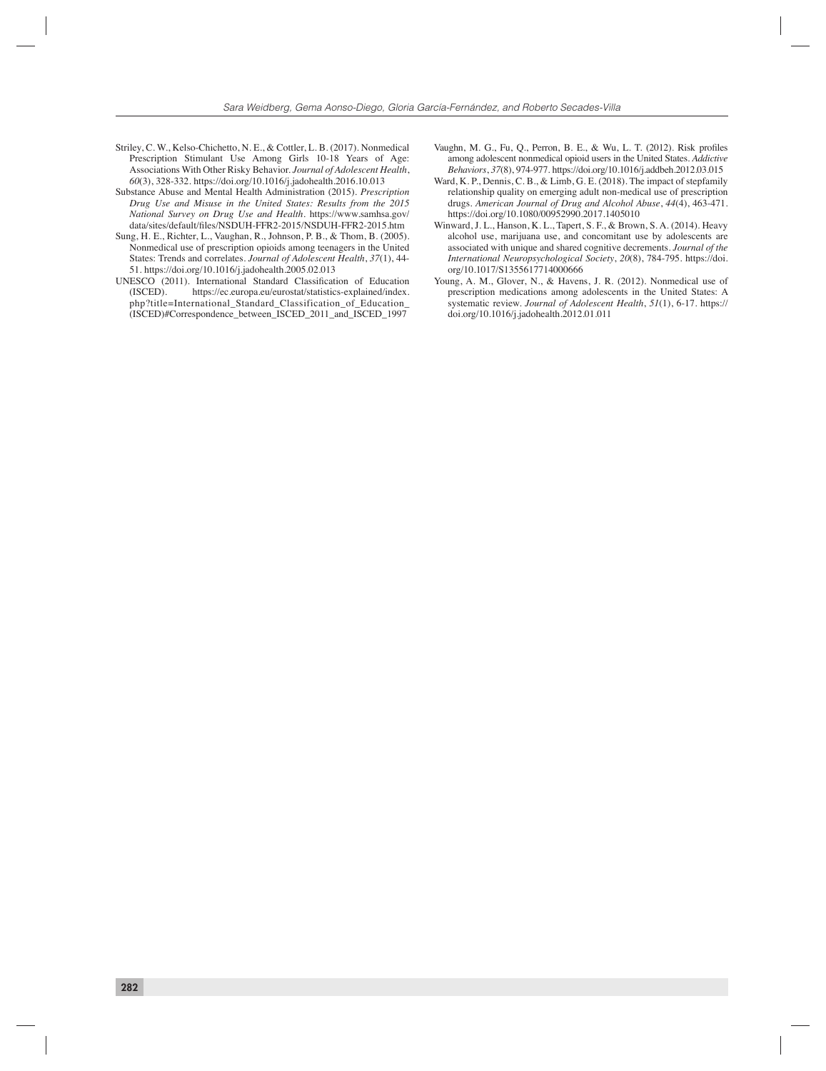Striley, C. W., Kelso-Chichetto, N. E., & Cottler, L. B. (2017). Nonmedical Prescription Stimulant Use Among Girls 10-18 Years of Age: Associations With Other Risky Behavior. *Journal of Adolescent Health*, *60*(3), 328-332. https://doi.org/10.1016/j.jadohealth.2016.10.013

Substance Abuse and Mental Health Administration (2015). *Prescription Drug Use and Misuse in the United States: Results from the 2015 National Survey on Drug Use and Health*. https://www.samhsa.gov/data/sites/default/files/NSDUH-FFR2-2015/NSDUH-FFR2-2015.htm

Sung, H. E., Richter, L., Vaughan, R., Johnson, P. B., & Thom, B. (2005). Nonmedical use of prescription opioids among teenagers in the United States: Trends and correlates. *Journal of Adolescent Health*, *37*(1), 44-51. https://doi.org/10.1016/j.jadohealth.2005.02.013

UNESCO (2011). International Standard Classification of Education (ISCED). https://ec.europa.eu/eurostat/statistics-explained/index.php?title=International_Standard_Classification_of_Education_(ISCED)#Correspondence_between_ISCED_2011_and_ISCED_1997

Vaughn, M. G., Fu, Q., Perron, B. E., & Wu, L. T. (2012). Risk profiles among adolescent nonmedical opioid users in the United States. *Addictive Behaviors*, *37*(8), 974-977. https://doi.org/10.1016/j.addbeh.2012.03.015

Ward, K. P., Dennis, C. B., & Limb, G. E. (2018). The impact of stepfamily relationship quality on emerging adult non-medical use of prescription drugs. *American Journal of Drug and Alcohol Abuse*, *44*(4), 463-471. https://doi.org/10.1080/00952990.2017.1405010

Winward, J. L., Hanson, K. L., Tapert, S. F., & Brown, S. A. (2014). Heavy alcohol use, marijuana use, and concomitant use by adolescents are associated with unique and shared cognitive decrements. *Journal of the International Neuropsychological Society*, *20*(8), 784-795. https://doi.org/10.1017/S1355617714000666

Young, A. M., Glover, N., & Havens, J. R. (2012). Nonmedical use of prescription medications among adolescents in the United States: A systematic review. *Journal of Adolescent Health*, *51*(1), 6-17. https://doi.org/10.1016/j.jadohealth.2012.01.011